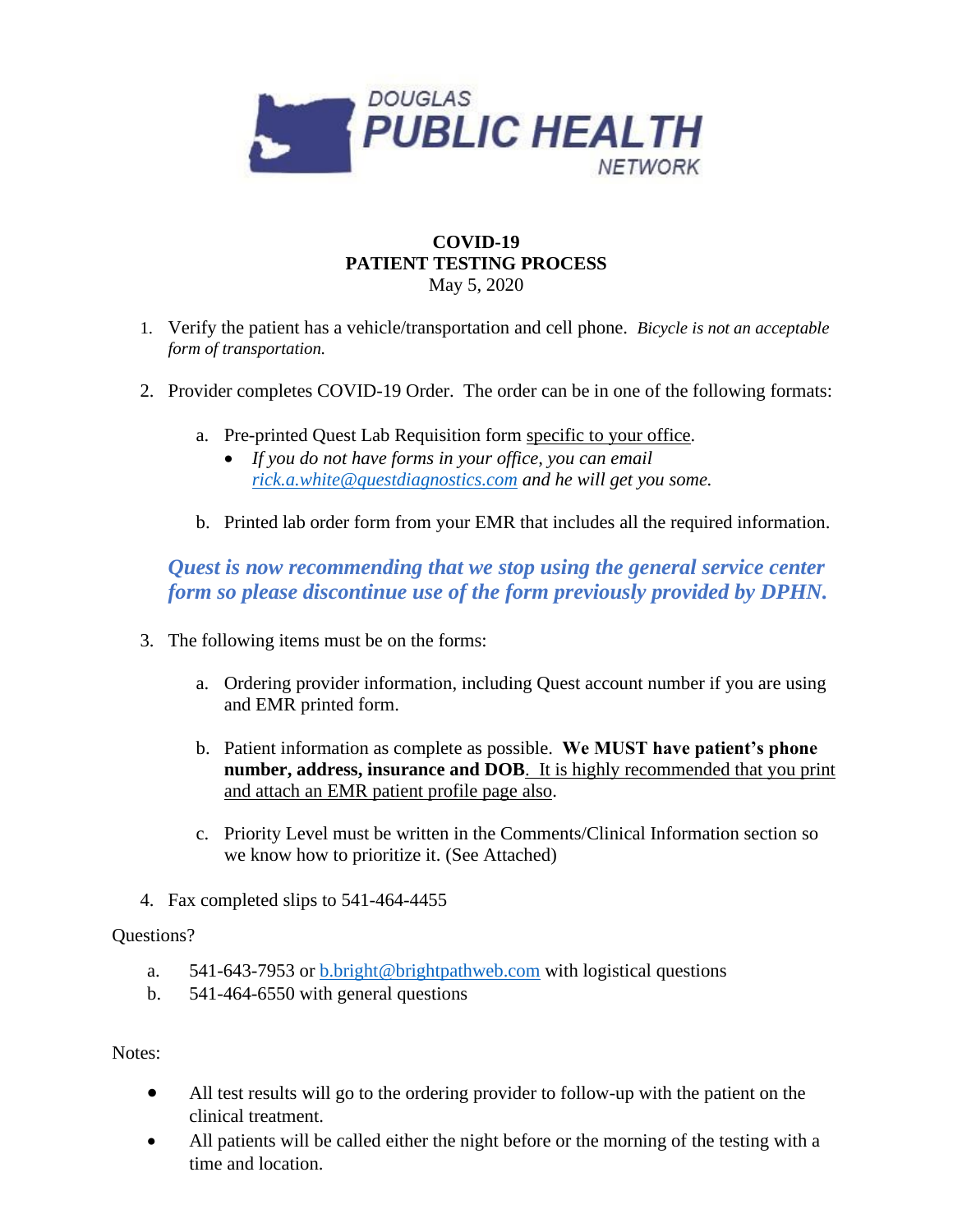DOUGLAS
PUBLIC HEALTH
NETWORK

# COVID-19
# PATIENT TESTING PROCESS

May 5, 2020

1. Verify the patient has a vehicle/transportation and cell phone. *Bicycle is not an acceptable form of transportation.*

2. Provider completes COVID-19 Order. The order can be in one of the following formats:

    a. Pre-printed Quest Lab Requisition form <u>specific to your office</u>.
        - *If you do not have forms in your office, you can email [rick.a.white@questdiagnostics.com](mailto:rick.a.white@questdiagnostics.com) and he will get you some.*

    b. Printed lab order form from your EMR that includes all the required information.

***Quest is now recommending that we stop using the general service center form so please discontinue use of the form previously provided by DPHN.***

3. The following items must be on the forms:

    a. Ordering provider information, including Quest account number if you are using and EMR printed form.

    b. Patient information as complete as possible. **We MUST have patient's phone number, address, insurance and DOB**. <u>It is highly recommended that you print and attach an EMR patient profile page also</u>.

    c. Priority Level must be written in the Comments/Clinical Information section so we know how to prioritize it. (See Attached)

4. Fax completed slips to 541-464-4455

Questions?

a. 541-643-7953 or [b.bright@brightpathweb.com](mailto:b.bright@brightpathweb.com) with logistical questions
b. 541-464-6550 with general questions

Notes:

- All test results will go to the ordering provider to follow-up with the patient on the clinical treatment.
- All patients will be called either the night before or the morning of the testing with a time and location.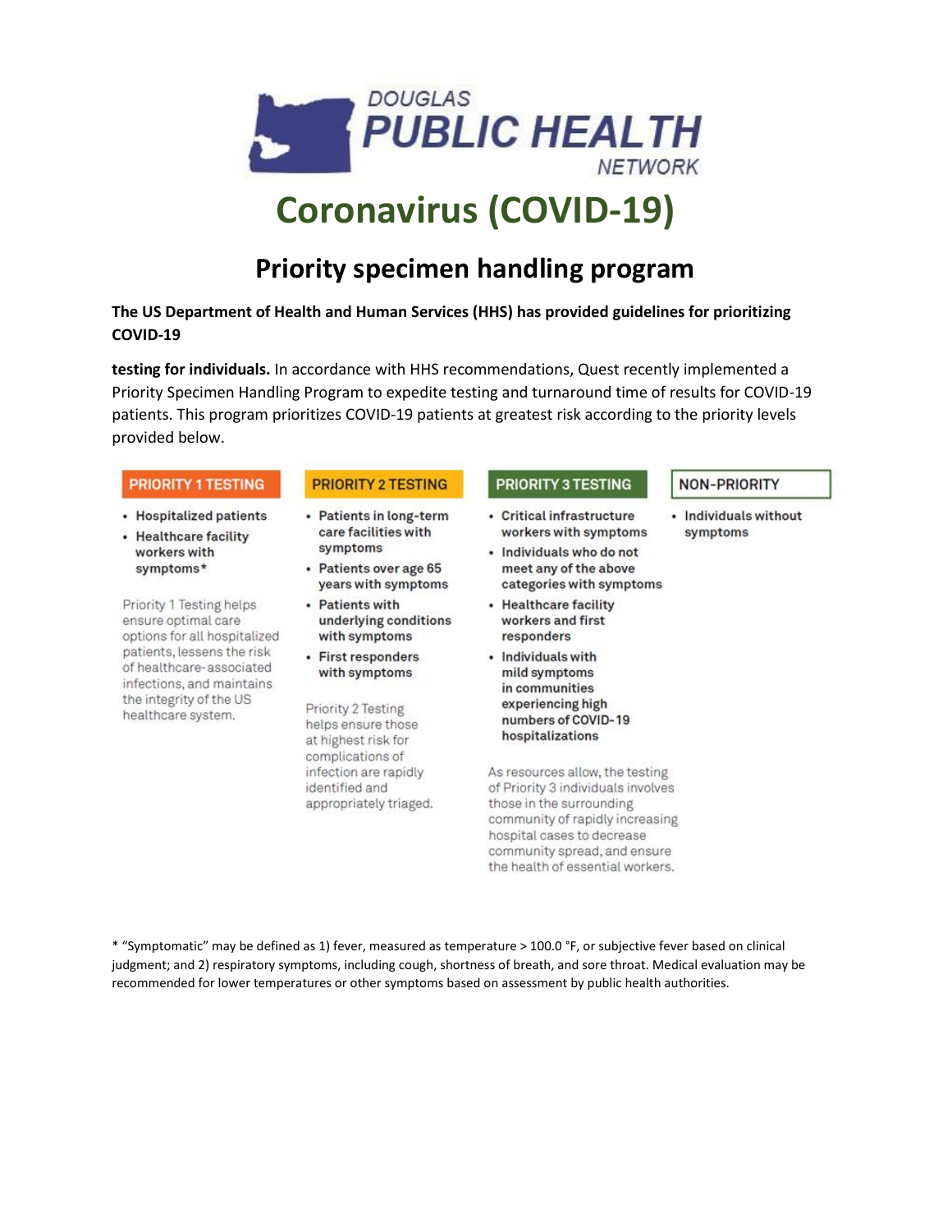DOUGLAS
PUBLIC HEALTH
NETWORK

# Coronavirus (COVID-19)

## Priority specimen handling program

**The US Department of Health and Human Services (HHS) has provided guidelines for prioritizing COVID-19**

**testing for individuals.** In accordance with HHS recommendations, Quest recently implemented a Priority Specimen Handling Program to expedite testing and turnaround time of results for COVID-19 patients. This program prioritizes COVID-19 patients at greatest risk according to the priority levels provided below.

### PRIORITY 1 TESTING

- Hospitalized patients
- Healthcare facility workers with symptoms*

Priority 1 Testing helps ensure optimal care options for all hospitalized patients, lessens the risk of healthcare-associated infections, and maintains the integrity of the US healthcare system.

### PRIORITY 2 TESTING

- Patients in long-term care facilities with symptoms
- Patients over age 65 years with symptoms
- Patients with underlying conditions with symptoms
- First responders with symptoms

Priority 2 Testing helps ensure those at highest risk for complications of infection are rapidly identified and appropriately triaged.

### PRIORITY 3 TESTING

- Critical infrastructure workers with symptoms
- Individuals who do not meet any of the above categories with symptoms
- Healthcare facility workers and first responders
- Individuals with mild symptoms in communities experiencing high numbers of COVID-19 hospitalizations

As resources allow, the testing of Priority 3 individuals involves those in the surrounding community of rapidly increasing hospital cases to decrease community spread, and ensure the health of essential workers.

### NON-PRIORITY

- Individuals without symptoms

* "Symptomatic" may be defined as 1) fever, measured as temperature > 100.0 °F, or subjective fever based on clinical judgment; and 2) respiratory symptoms, including cough, shortness of breath, and sore throat. Medical evaluation may be recommended for lower temperatures or other symptoms based on assessment by public health authorities.